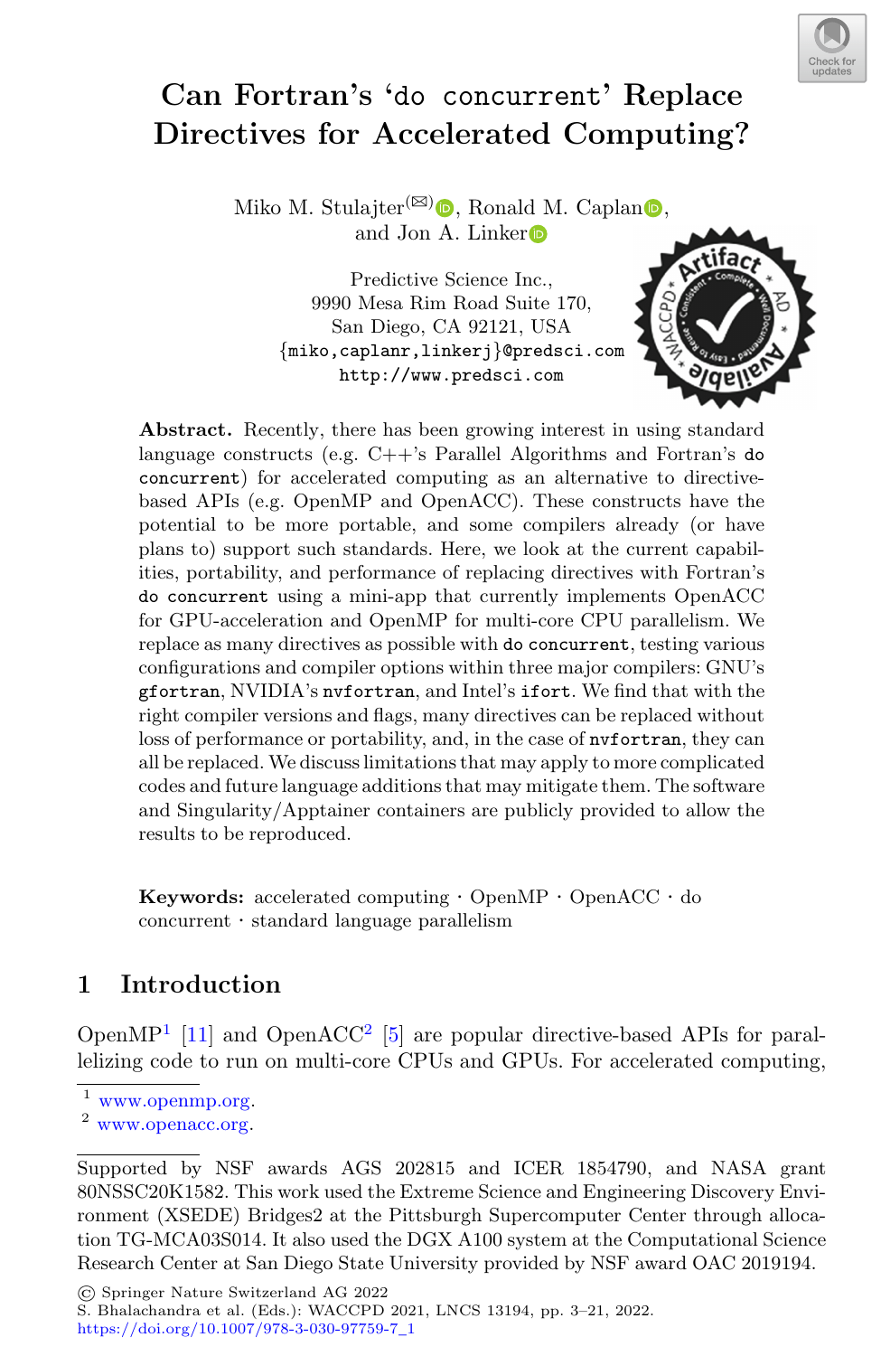# Can Fortran's 'do concurrent' Replace Directives for Accelerated Computing?

Miko M. Stulajter(✉), Ronald M. Caplan, and Jon A. Linker

Predictive Science Inc.,
9990 Mesa Rim Road Suite 170,
San Diego, CA 92121, USA
{miko,caplanr,linkerj}@predsci.com
http://www.predsci.com

**Abstract.** Recently, there has been growing interest in using standard language constructs (e.g. C++'s Parallel Algorithms and Fortran's `do concurrent`) for accelerated computing as an alternative to directive-based APIs (e.g. OpenMP and OpenACC). These constructs have the potential to be more portable, and some compilers already (or have plans to) support such standards. Here, we look at the current capabilities, portability, and performance of replacing directives with Fortran's `do concurrent` using a mini-app that currently implements OpenACC for GPU-acceleration and OpenMP for multi-core CPU parallelism. We replace as many directives as possible with `do concurrent`, testing various configurations and compiler options within three major compilers: GNU's `gfortran`, NVIDIA's `nvfortran`, and Intel's `ifort`. We find that with the right compiler versions and flags, many directives can be replaced without loss of performance or portability, and, in the case of `nvfortran`, they can all be replaced. We discuss limitations that may apply to more complicated codes and future language additions that may mitigate them. The software and Singularity/Apptainer containers are publicly provided to allow the results to be reproduced.

**Keywords:** accelerated computing · OpenMP · OpenACC · do concurrent · standard language parallelism

## 1 Introduction

OpenMP[1] [11] and OpenACC[2] [5] are popular directive-based APIs for parallelizing code to run on multi-core CPUs and GPUs. For accelerated computing,

[1] www.openmp.org.

[2] www.openacc.org.

Supported by NSF awards AGS 202815 and ICER 1854790, and NASA grant 80NSSC20K1582. This work used the Extreme Science and Engineering Discovery Environment (XSEDE) Bridges2 at the Pittsburgh Supercomputer Center through allocation TG-MCA03S014. It also used the DGX A100 system at the Computational Science Research Center at San Diego State University provided by NSF award OAC 2019194.

© Springer Nature Switzerland AG 2022
S. Bhalachandra et al. (Eds.): WACCPD 2021, LNCS 13194, pp. 3–21, 2022.
https://doi.org/10.1007/978-3-030-97759-7_1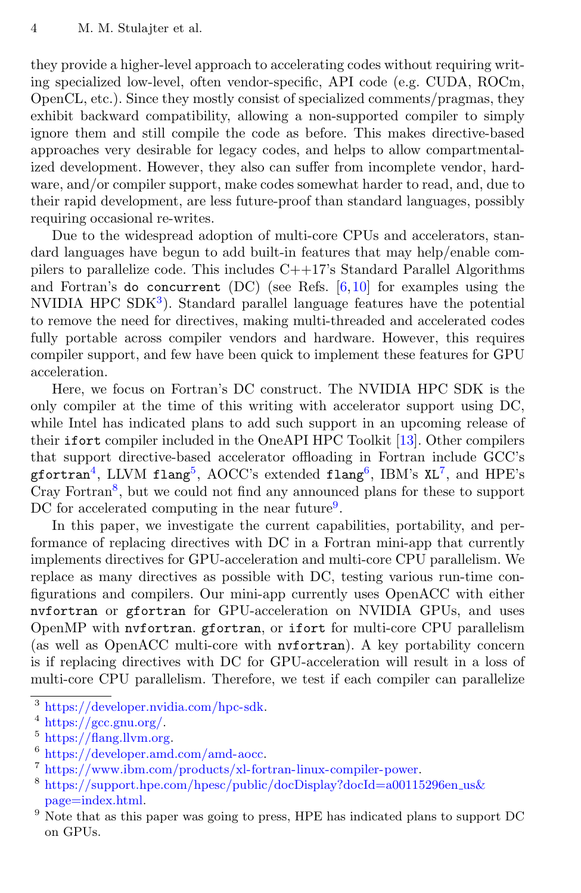they provide a higher-level approach to accelerating codes without requiring writing specialized low-level, often vendor-specific, API code (e.g. CUDA, ROCm, OpenCL, etc.). Since they mostly consist of specialized comments/pragmas, they exhibit backward compatibility, allowing a non-supported compiler to simply ignore them and still compile the code as before. This makes directive-based approaches very desirable for legacy codes, and helps to allow compartmentalized development. However, they also can suffer from incomplete vendor, hardware, and/or compiler support, make codes somewhat harder to read, and, due to their rapid development, are less future-proof than standard languages, possibly requiring occasional re-writes.

Due to the widespread adoption of multi-core CPUs and accelerators, standard languages have begun to add built-in features that may help/enable compilers to parallelize code. This includes C++17's Standard Parallel Algorithms and Fortran's `do concurrent` (DC) (see Refs. [6,10] for examples using the NVIDIA HPC SDK[3]). Standard parallel language features have the potential to remove the need for directives, making multi-threaded and accelerated codes fully portable across compiler vendors and hardware. However, this requires compiler support, and few have been quick to implement these features for GPU acceleration.

Here, we focus on Fortran's DC construct. The NVIDIA HPC SDK is the only compiler at the time of this writing with accelerator support using DC, while Intel has indicated plans to add such support in an upcoming release of their `ifort` compiler included in the OneAPI HPC Toolkit [13]. Other compilers that support directive-based accelerator offloading in Fortran include GCC's `gfortran`[4], LLVM `flang`[5], AOCC's extended `flang`[6], IBM's `XL`[7], and HPE's Cray Fortran[8], but we could not find any announced plans for these to support DC for accelerated computing in the near future[9].

In this paper, we investigate the current capabilities, portability, and performance of replacing directives with DC in a Fortran mini-app that currently implements directives for GPU-acceleration and multi-core CPU parallelism. We replace as many directives as possible with DC, testing various run-time configurations and compilers. Our mini-app currently uses OpenACC with either `nvfortran` or `gfortran` for GPU-acceleration on NVIDIA GPUs, and uses OpenMP with `nvfortran`. `gfortran`, or `ifort` for multi-core CPU parallelism (as well as OpenACC multi-core with `nvfortran`). A key portability concern is if replacing directives with DC for GPU-acceleration will result in a loss of multi-core CPU parallelism. Therefore, we test if each compiler can parallelize

---

[3] https://developer.nvidia.com/hpc-sdk.

[4] https://gcc.gnu.org/.

[5] https://flang.llvm.org.

[6] https://developer.amd.com/amd-aocc.

[7] https://www.ibm.com/products/xl-fortran-linux-compiler-power.

[8] https://support.hpe.com/hpesc/public/docDisplay?docId=a00115296en_us&page=index.html.

[9] Note that as this paper was going to press, HPE has indicated plans to support DC on GPUs.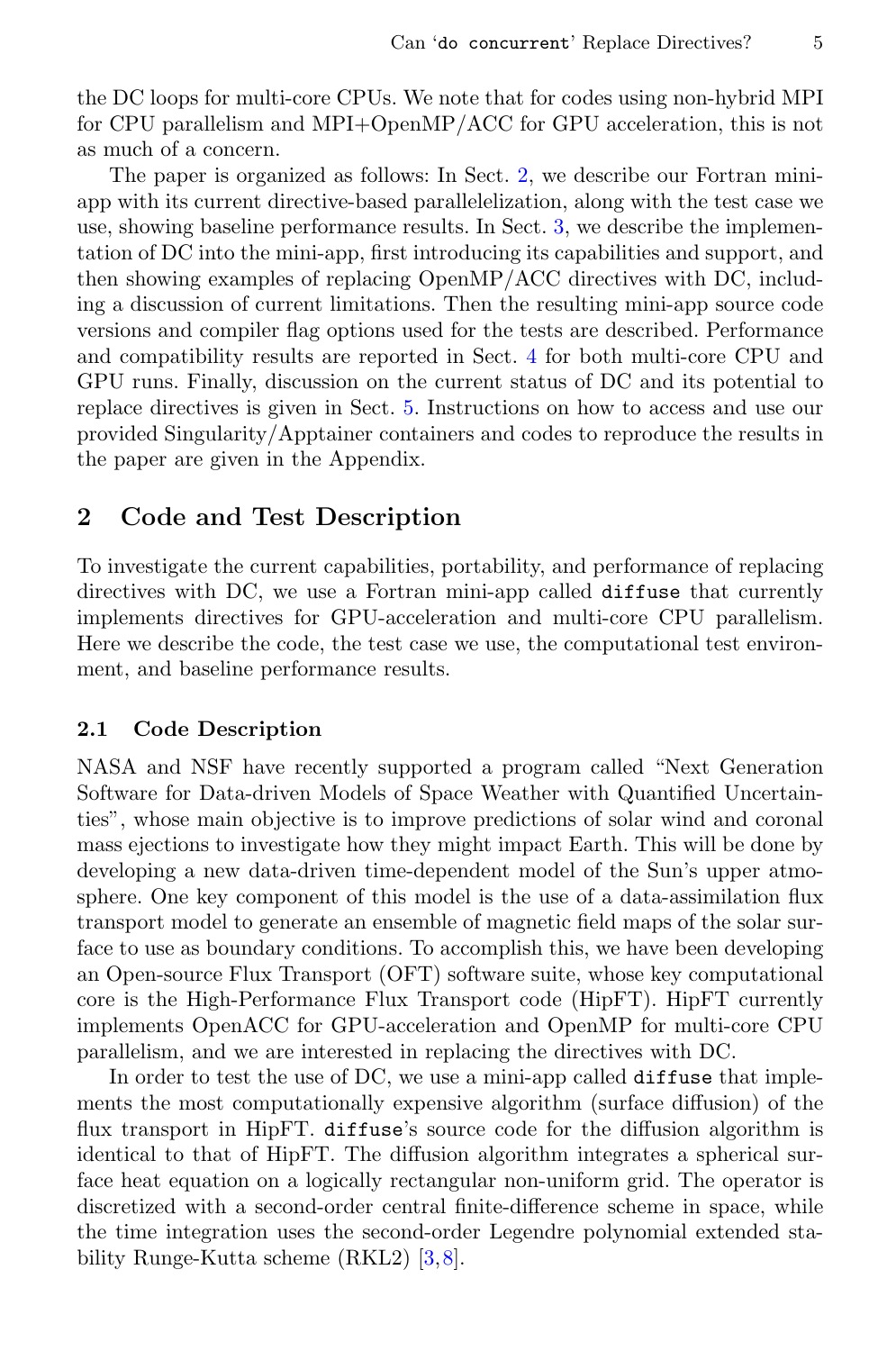the DC loops for multi-core CPUs. We note that for codes using non-hybrid MPI for CPU parallelism and MPI+OpenMP/ACC for GPU acceleration, this is not as much of a concern.

The paper is organized as follows: In Sect. 2, we describe our Fortran mini-app with its current directive-based parallelelization, along with the test case we use, showing baseline performance results. In Sect. 3, we describe the implementation of DC into the mini-app, first introducing its capabilities and support, and then showing examples of replacing OpenMP/ACC directives with DC, including a discussion of current limitations. Then the resulting mini-app source code versions and compiler flag options used for the tests are described. Performance and compatibility results are reported in Sect. 4 for both multi-core CPU and GPU runs. Finally, discussion on the current status of DC and its potential to replace directives is given in Sect. 5. Instructions on how to access and use our provided Singularity/Apptainer containers and codes to reproduce the results in the paper are given in the Appendix.

## 2 Code and Test Description

To investigate the current capabilities, portability, and performance of replacing directives with DC, we use a Fortran mini-app called `diffuse` that currently implements directives for GPU-acceleration and multi-core CPU parallelism. Here we describe the code, the test case we use, the computational test environment, and baseline performance results.

### 2.1 Code Description

NASA and NSF have recently supported a program called "Next Generation Software for Data-driven Models of Space Weather with Quantified Uncertainties", whose main objective is to improve predictions of solar wind and coronal mass ejections to investigate how they might impact Earth. This will be done by developing a new data-driven time-dependent model of the Sun's upper atmosphere. One key component of this model is the use of a data-assimilation flux transport model to generate an ensemble of magnetic field maps of the solar surface to use as boundary conditions. To accomplish this, we have been developing an Open-source Flux Transport (OFT) software suite, whose key computational core is the High-Performance Flux Transport code (HipFT). HipFT currently implements OpenACC for GPU-acceleration and OpenMP for multi-core CPU parallelism, and we are interested in replacing the directives with DC.

In order to test the use of DC, we use a mini-app called `diffuse` that implements the most computationally expensive algorithm (surface diffusion) of the flux transport in HipFT. `diffuse`'s source code for the diffusion algorithm is identical to that of HipFT. The diffusion algorithm integrates a spherical surface heat equation on a logically rectangular non-uniform grid. The operator is discretized with a second-order central finite-difference scheme in space, while the time integration uses the second-order Legendre polynomial extended stability Runge-Kutta scheme (RKL2) [3,8].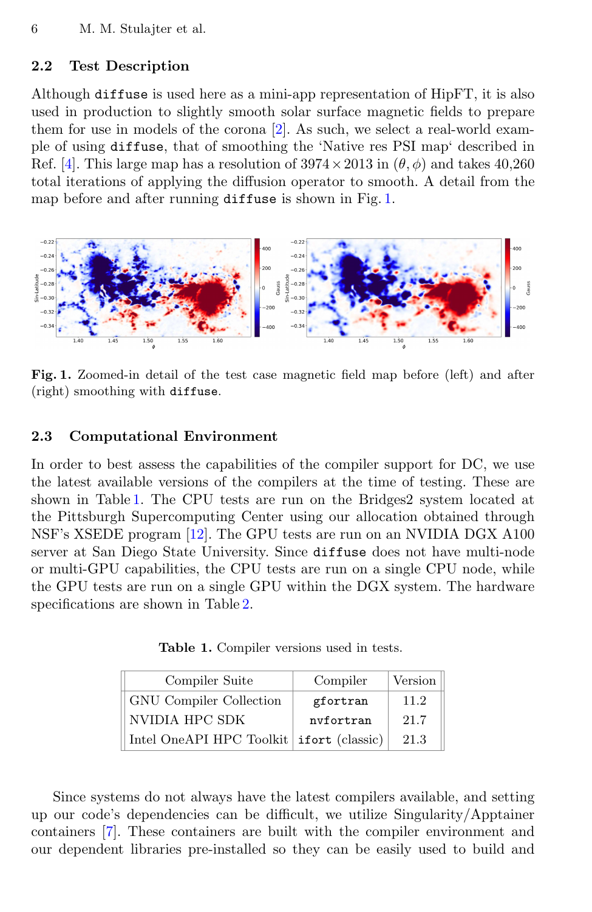### 2.2 Test Description

Although `diffuse` is used here as a mini-app representation of HipFT, it is also used in production to slightly smooth solar surface magnetic fields to prepare them for use in models of the corona [2]. As such, we select a real-world example of using `diffuse`, that of smoothing the 'Native res PSI map' described in Ref. [4]. This large map has a resolution of $3974 \times 2013$ in $(\theta, \phi)$ and takes 40,260 total iterations of applying the diffusion operator to smooth. A detail from the map before and after running `diffuse` is shown in Fig. 1.

**Fig. 1.** Zoomed-in detail of the test case magnetic field map before (left) and after (right) smoothing with `diffuse`.

### 2.3 Computational Environment

In order to best assess the capabilities of the compiler support for DC, we use the latest available versions of the compilers at the time of testing. These are shown in Table 1. The CPU tests are run on the Bridges2 system located at the Pittsburgh Supercomputing Center using our allocation obtained through NSF's XSEDE program [12]. The GPU tests are run on an NVIDIA DGX A100 server at San Diego State University. Since `diffuse` does not have multi-node or multi-GPU capabilities, the CPU tests are run on a single CPU node, while the GPU tests are run on a single GPU within the DGX system. The hardware specifications are shown in Table 2.

**Table 1.** Compiler versions used in tests.

| Compiler Suite | Compiler | Version |
|---|---|---|
| GNU Compiler Collection | `gfortran` | 11.2 |
| NVIDIA HPC SDK | `nvfortran` | 21.7 |
| Intel OneAPI HPC Toolkit | `ifort` (classic) | 21.3 |

Since systems do not always have the latest compilers available, and setting up our code's dependencies can be difficult, we utilize Singularity/Apptainer containers [7]. These containers are built with the compiler environment and our dependent libraries pre-installed so they can be easily used to build and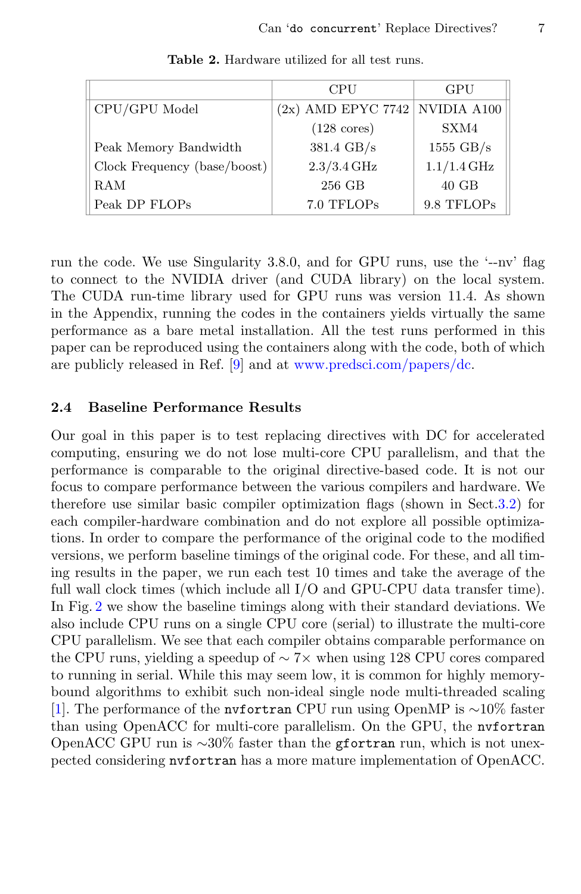**Table 2.** Hardware utilized for all test runs.

| | CPU | GPU |
|---|---|---|
| CPU/GPU Model | (2x) AMD EPYC 7742 (128 cores) | NVIDIA A100 SXM4 |
| Peak Memory Bandwidth | 381.4 GB/s | 1555 GB/s |
| Clock Frequency (base/boost) | 2.3/3.4 GHz | 1.1/1.4 GHz |
| RAM | 256 GB | 40 GB |
| Peak DP FLOPs | 7.0 TFLOPs | 9.8 TFLOPs |

run the code. We use Singularity 3.8.0, and for GPU runs, use the '--nv' flag to connect to the NVIDIA driver (and CUDA library) on the local system. The CUDA run-time library used for GPU runs was version 11.4. As shown in the Appendix, running the codes in the containers yields virtually the same performance as a bare metal installation. All the test runs performed in this paper can be reproduced using the containers along with the code, both of which are publicly released in Ref. [9] and at www.predsci.com/papers/dc.

### 2.4 Baseline Performance Results

Our goal in this paper is to test replacing directives with DC for accelerated computing, ensuring we do not lose multi-core CPU parallelism, and that the performance is comparable to the original directive-based code. It is not our focus to compare performance between the various compilers and hardware. We therefore use similar basic compiler optimization flags (shown in Sect. 3.2) for each compiler-hardware combination and do not explore all possible optimizations. In order to compare the performance of the original code to the modified versions, we perform baseline timings of the original code. For these, and all timing results in the paper, we run each test 10 times and take the average of the full wall clock times (which include all I/O and GPU-CPU data transfer time). In Fig. 2 we show the baseline timings along with their standard deviations. We also include CPU runs on a single CPU core (serial) to illustrate the multi-core CPU parallelism. We see that each compiler obtains comparable performance on the CPU runs, yielding a speedup of $\sim 7\times$ when using 128 CPU cores compared to running in serial. While this may seem low, it is common for highly memory-bound algorithms to exhibit such non-ideal single node multi-threaded scaling [1]. The performance of the `nvfortran` CPU run using OpenMP is $\sim$10% faster than using OpenACC for multi-core parallelism. On the GPU, the `nvfortran` OpenACC GPU run is $\sim$30% faster than the `gfortran` run, which is not unexpected considering `nvfortran` has a more mature implementation of OpenACC.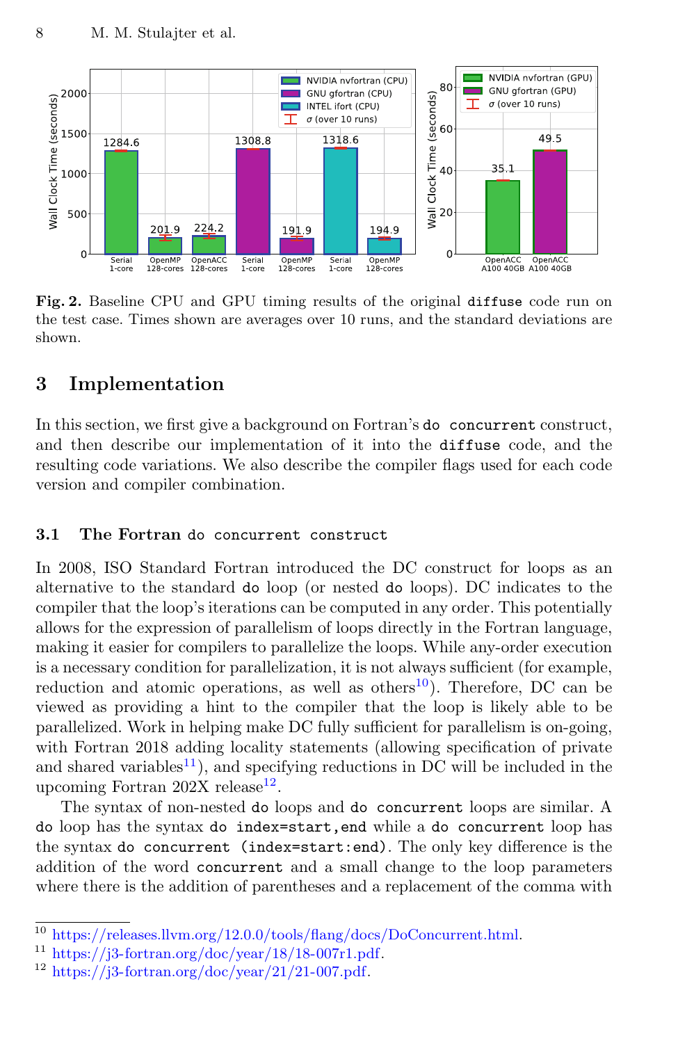Fig. 2. Baseline CPU and GPU timing results of the original `diffuse` code run on the test case. Times shown are averages over 10 runs, and the standard deviations are shown.

## 3 Implementation

In this section, we first give a background on Fortran's `do concurrent` construct, and then describe our implementation of it into the `diffuse` code, and the resulting code variations. We also describe the compiler flags used for each code version and compiler combination.

### 3.1 The Fortran `do concurrent` construct

In 2008, ISO Standard Fortran introduced the DC construct for loops as an alternative to the standard `do` loop (or nested `do` loops). DC indicates to the compiler that the loop's iterations can be computed in any order. This potentially allows for the expression of parallelism of loops directly in the Fortran language, making it easier for compilers to parallelize the loops. While any-order execution is a necessary condition for parallelization, it is not always sufficient (for example, reduction and atomic operations, as well as others[10]). Therefore, DC can be viewed as providing a hint to the compiler that the loop is likely able to be parallelized. Work in helping make DC fully sufficient for parallelism is on-going, with Fortran 2018 adding locality statements (allowing specification of private and shared variables[11]), and specifying reductions in DC will be included in the upcoming Fortran 202X release[12].

The syntax of non-nested `do` loops and `do concurrent` loops are similar. A `do` loop has the syntax `do index=start,end` while a `do concurrent` loop has the syntax `do concurrent (index=start:end)`. The only key difference is the addition of the word `concurrent` and a small change to the loop parameters where there is the addition of parentheses and a replacement of the comma with

---

[10] https://releases.llvm.org/12.0.0/tools/flang/docs/DoConcurrent.html.

[11] https://j3-fortran.org/doc/year/18/18-007r1.pdf.

[12] https://j3-fortran.org/doc/year/21/21-007.pdf.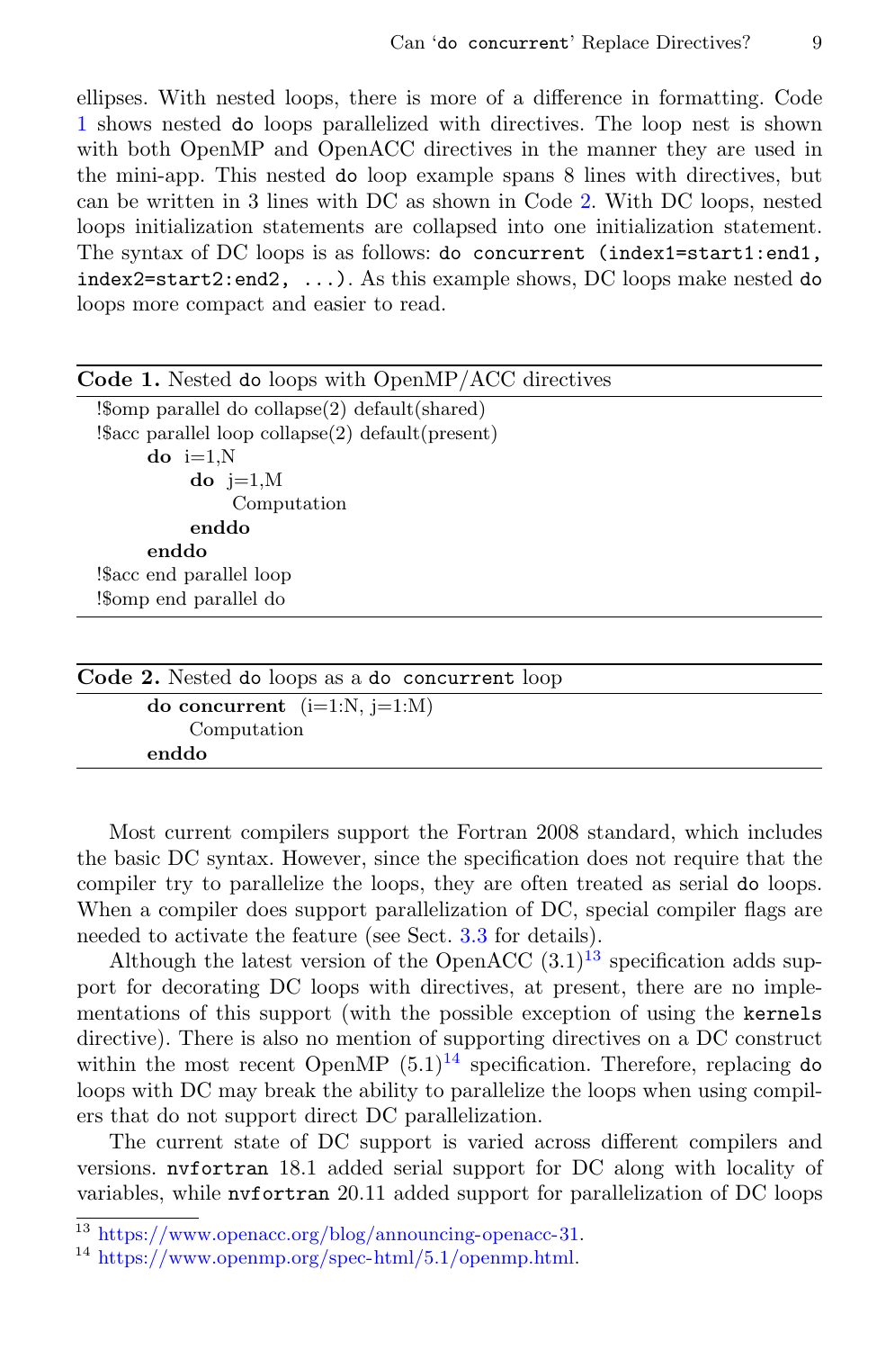ellipses. With nested loops, there is more of a difference in formatting. Code 1 shows nested `do` loops parallelized with directives. The loop nest is shown with both OpenMP and OpenACC directives in the manner they are used in the mini-app. This nested `do` loop example spans 8 lines with directives, but can be written in 3 lines with DC as shown in Code 2. With DC loops, nested loops initialization statements are collapsed into one initialization statement. The syntax of DC loops is as follows: `do concurrent (index1=start1:end1, index2=start2:end2, ...)`. As this example shows, DC loops make nested `do` loops more compact and easier to read.

**Code 1.** Nested `do` loops with OpenMP/ACC directives

```
!$omp parallel do collapse(2) default(shared)
!$acc parallel loop collapse(2) default(present)
      do i=1,N
         do j=1,M
            Computation
         enddo
      enddo
!$acc end parallel loop
!$omp end parallel do
```

**Code 2.** Nested `do` loops as a `do concurrent` loop

```
      do concurrent (i=1:N, j=1:M)
         Computation
      enddo
```

Most current compilers support the Fortran 2008 standard, which includes the basic DC syntax. However, since the specification does not require that the compiler try to parallelize the loops, they are often treated as serial `do` loops. When a compiler does support parallelization of DC, special compiler flags are needed to activate the feature (see Sect. 3.3 for details).

Although the latest version of the OpenACC (3.1)[13] specification adds support for decorating DC loops with directives, at present, there are no implementations of this support (with the possible exception of using the `kernels` directive). There is also no mention of supporting directives on a DC construct within the most recent OpenMP (5.1)[14] specification. Therefore, replacing `do` loops with DC may break the ability to parallelize the loops when using compilers that do not support direct DC parallelization.

The current state of DC support is varied across different compilers and versions. `nvfortran` 18.1 added serial support for DC along with locality of variables, while `nvfortran` 20.11 added support for parallelization of DC loops

---

[13] https://www.openacc.org/blog/announcing-openacc-31.

[14] https://www.openmp.org/spec-html/5.1/openmp.html.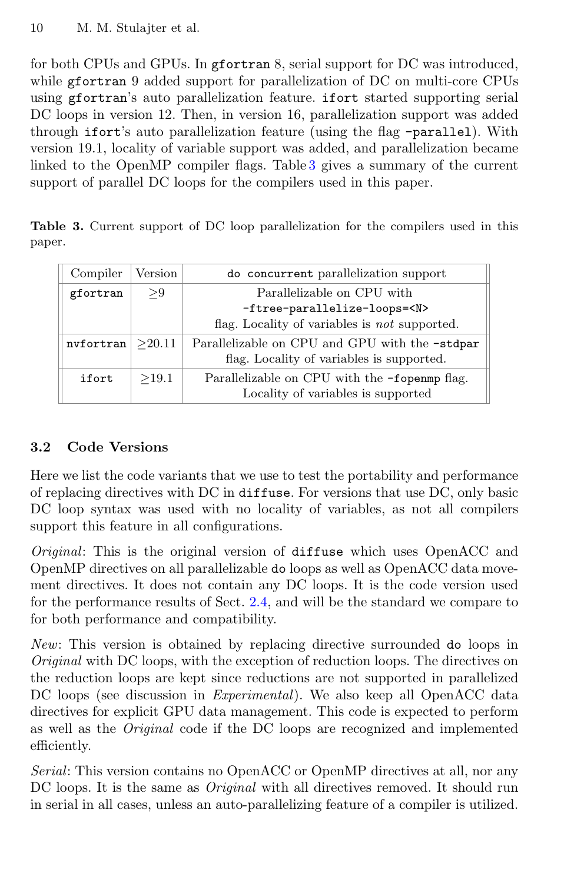for both CPUs and GPUs. In `gfortran` 8, serial support for DC was introduced, while `gfortran` 9 added support for parallelization of DC on multi-core CPUs using `gfortran`'s auto parallelization feature. `ifort` started supporting serial DC loops in version 12. Then, in version 16, parallelization support was added through `ifort`'s auto parallelization feature (using the flag `-parallel`). With version 19.1, locality of variable support was added, and parallelization became linked to the OpenMP compiler flags. Table 3 gives a summary of the current support of parallel DC loops for the compilers used in this paper.

**Table 3.** Current support of DC loop parallelization for the compilers used in this paper.

| Compiler | Version | `do concurrent` parallelization support |
|---|---|---|
| `gfortran` | $\geq$9 | Parallelizable on CPU with `-ftree-parallelize-loops=<N>` flag. Locality of variables is *not* supported. |
| `nvfortran` | $\geq$20.11 | Parallelizable on CPU and GPU with the `-stdpar` flag. Locality of variables is supported. |
| `ifort` | $\geq$19.1 | Parallelizable on CPU with the `-fopenmp` flag. Locality of variables is supported |

### 3.2 Code Versions

Here we list the code variants that we use to test the portability and performance of replacing directives with DC in `diffuse`. For versions that use DC, only basic DC loop syntax was used with no locality of variables, as not all compilers support this feature in all configurations.

*Original*: This is the original version of `diffuse` which uses OpenACC and OpenMP directives on all parallelizable `do` loops as well as OpenACC data movement directives. It does not contain any DC loops. It is the code version used for the performance results of Sect. 2.4, and will be the standard we compare to for both performance and compatibility.

*New*: This version is obtained by replacing directive surrounded `do` loops in *Original* with DC loops, with the exception of reduction loops. The directives on the reduction loops are kept since reductions are not supported in parallelized DC loops (see discussion in *Experimental*). We also keep all OpenACC data directives for explicit GPU data management. This code is expected to perform as well as the *Original* code if the DC loops are recognized and implemented efficiently.

*Serial*: This version contains no OpenACC or OpenMP directives at all, nor any DC loops. It is the same as *Original* with all directives removed. It should run in serial in all cases, unless an auto-parallelizing feature of a compiler is utilized.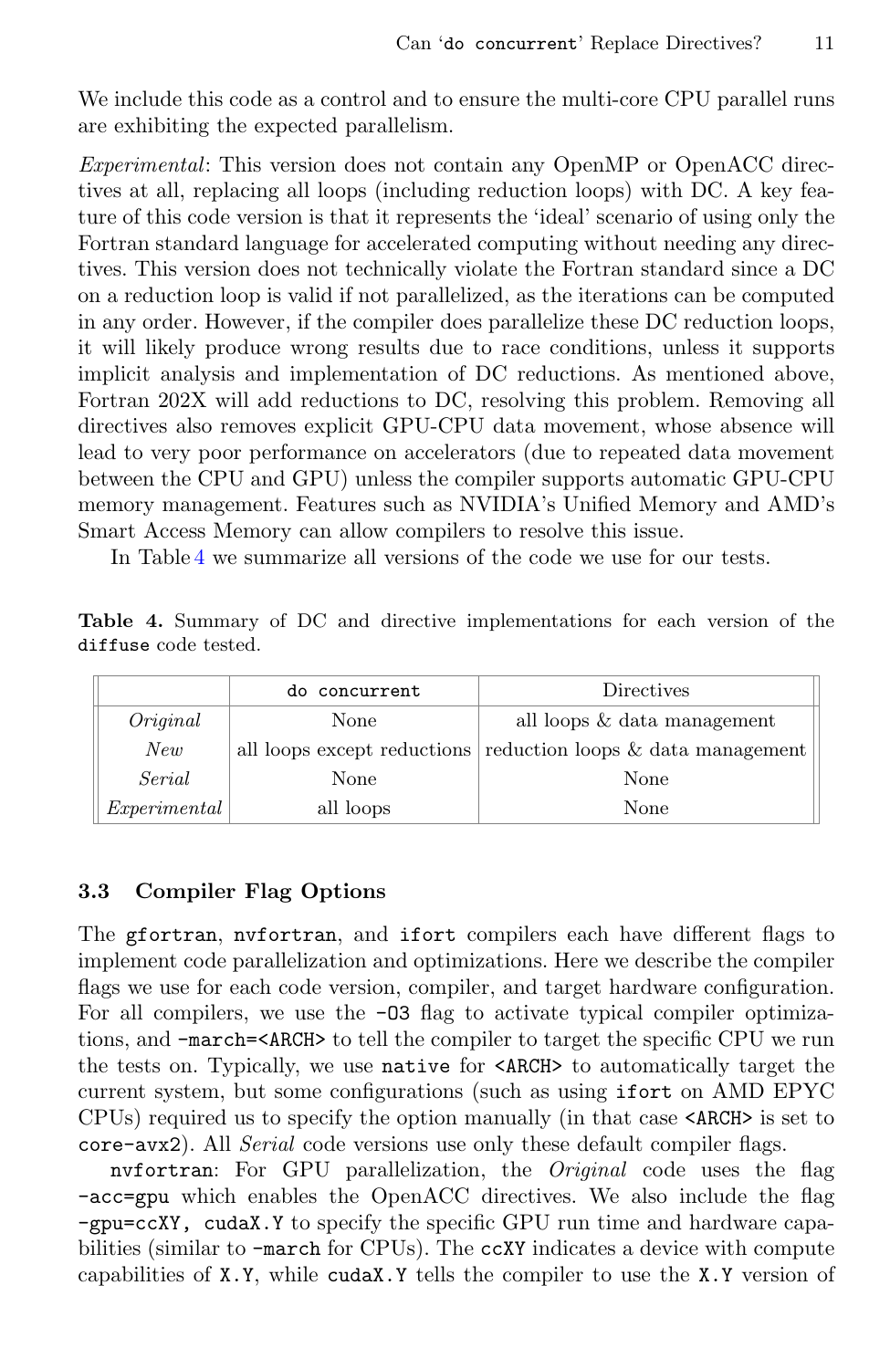We include this code as a control and to ensure the multi-core CPU parallel runs are exhibiting the expected parallelism.

*Experimental*: This version does not contain any OpenMP or OpenACC directives at all, replacing all loops (including reduction loops) with DC. A key feature of this code version is that it represents the 'ideal' scenario of using only the Fortran standard language for accelerated computing without needing any directives. This version does not technically violate the Fortran standard since a DC on a reduction loop is valid if not parallelized, as the iterations can be computed in any order. However, if the compiler does parallelize these DC reduction loops, it will likely produce wrong results due to race conditions, unless it supports implicit analysis and implementation of DC reductions. As mentioned above, Fortran 202X will add reductions to DC, resolving this problem. Removing all directives also removes explicit GPU-CPU data movement, whose absence will lead to very poor performance on accelerators (due to repeated data movement between the CPU and GPU) unless the compiler supports automatic GPU-CPU memory management. Features such as NVIDIA's Unified Memory and AMD's Smart Access Memory can allow compilers to resolve this issue.

In Table 4 we summarize all versions of the code we use for our tests.

**Table 4.** Summary of DC and directive implementations for each version of the `diffuse` code tested.

| | `do concurrent` | Directives |
|---|---|---|
| *Original* | None | all loops & data management |
| *New* | all loops except reductions | reduction loops & data management |
| *Serial* | None | None |
| *Experimental* | all loops | None |

### 3.3 Compiler Flag Options

The `gfortran`, `nvfortran`, and `ifort` compilers each have different flags to implement code parallelization and optimizations. Here we describe the compiler flags we use for each code version, compiler, and target hardware configuration. For all compilers, we use the `-O3` flag to activate typical compiler optimizations, and `-march=<ARCH>` to tell the compiler to target the specific CPU we run the tests on. Typically, we use `native` for `<ARCH>` to automatically target the current system, but some configurations (such as using `ifort` on AMD EPYC CPUs) required us to specify the option manually (in that case `<ARCH>` is set to `core-avx2`). All *Serial* code versions use only these default compiler flags.

`nvfortran`: For GPU parallelization, the *Original* code uses the flag `-acc=gpu` which enables the OpenACC directives. We also include the flag `-gpu=ccXY, cudaX.Y` to specify the specific GPU run time and hardware capabilities (similar to `-march` for CPUs). The `ccXY` indicates a device with compute capabilities of `X.Y`, while `cudaX.Y` tells the compiler to use the `X.Y` version of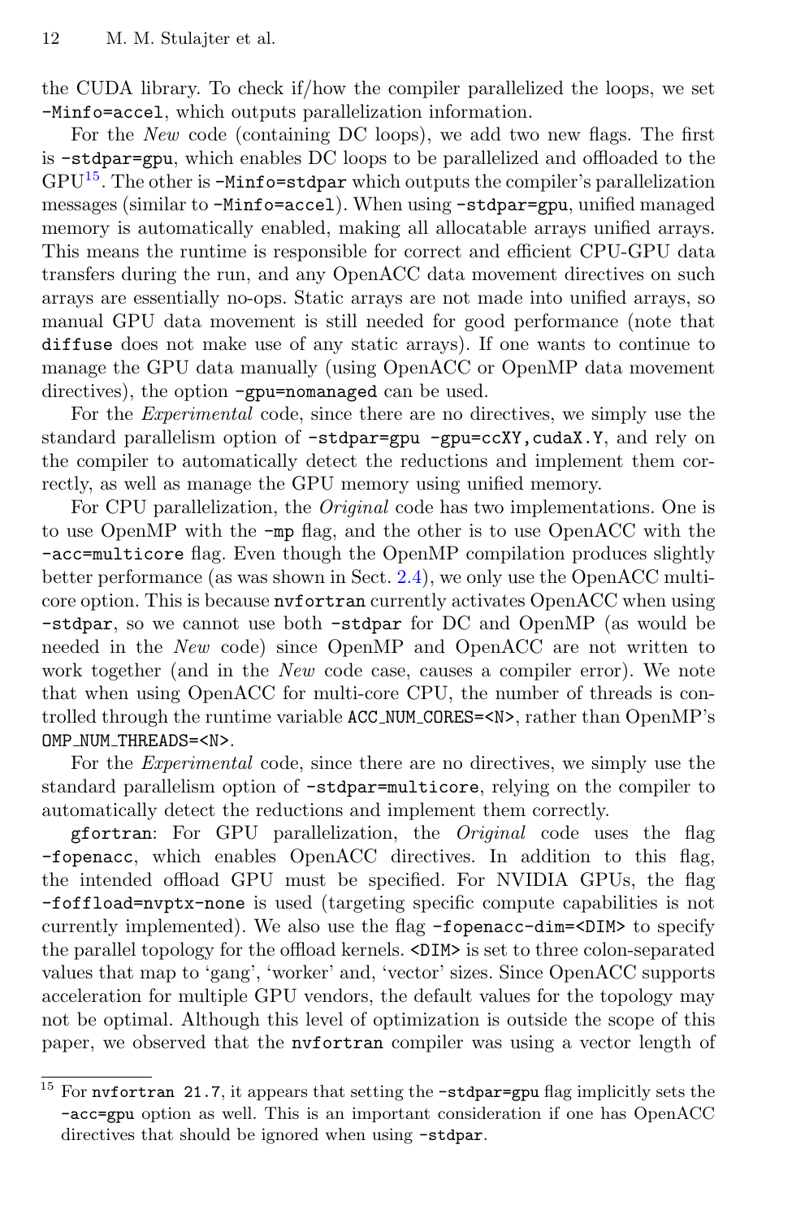the CUDA library. To check if/how the compiler parallelized the loops, we set `-Minfo=accel`, which outputs parallelization information.

For the *New* code (containing DC loops), we add two new flags. The first is `-stdpar=gpu`, which enables DC loops to be parallelized and offloaded to the GPU[15]. The other is `-Minfo=stdpar` which outputs the compiler's parallelization messages (similar to `-Minfo=accel`). When using `-stdpar=gpu`, unified managed memory is automatically enabled, making all allocatable arrays unified arrays. This means the runtime is responsible for correct and efficient CPU-GPU data transfers during the run, and any OpenACC data movement directives on such arrays are essentially no-ops. Static arrays are not made into unified arrays, so manual GPU data movement is still needed for good performance (note that `diffuse` does not make use of any static arrays). If one wants to continue to manage the GPU data manually (using OpenACC or OpenMP data movement directives), the option `-gpu=nomanaged` can be used.

For the *Experimental* code, since there are no directives, we simply use the standard parallelism option of `-stdpar=gpu -gpu=ccXY,cudaX.Y`, and rely on the compiler to automatically detect the reductions and implement them correctly, as well as manage the GPU memory using unified memory.

For CPU parallelization, the *Original* code has two implementations. One is to use OpenMP with the `-mp` flag, and the other is to use OpenACC with the `-acc=multicore` flag. Even though the OpenMP compilation produces slightly better performance (as was shown in Sect. 2.4), we only use the OpenACC multicore option. This is because `nvfortran` currently activates OpenACC when using `-stdpar`, so we cannot use both `-stdpar` for DC and OpenMP (as would be needed in the *New* code) since OpenMP and OpenACC are not written to work together (and in the *New* code case, causes a compiler error). We note that when using OpenACC for multi-core CPU, the number of threads is controlled through the runtime variable `ACC_NUM_CORES=<N>`, rather than OpenMP's `OMP_NUM_THREADS=<N>`.

For the *Experimental* code, since there are no directives, we simply use the standard parallelism option of `-stdpar=multicore`, relying on the compiler to automatically detect the reductions and implement them correctly.

`gfortran`: For GPU parallelization, the *Original* code uses the flag `-fopenacc`, which enables OpenACC directives. In addition to this flag, the intended offload GPU must be specified. For NVIDIA GPUs, the flag `-foffload=nvptx-none` is used (targeting specific compute capabilities is not currently implemented). We also use the flag `-fopenacc-dim=<DIM>` to specify the parallel topology for the offload kernels. `<DIM>` is set to three colon-separated values that map to 'gang', 'worker' and, 'vector' sizes. Since OpenACC supports acceleration for multiple GPU vendors, the default values for the topology may not be optimal. Although this level of optimization is outside the scope of this paper, we observed that the `nvfortran` compiler was using a vector length of

[15] For `nvfortran 21.7`, it appears that setting the `-stdpar=gpu` flag implicitly sets the `-acc=gpu` option as well. This is an important consideration if one has OpenACC directives that should be ignored when using `-stdpar`.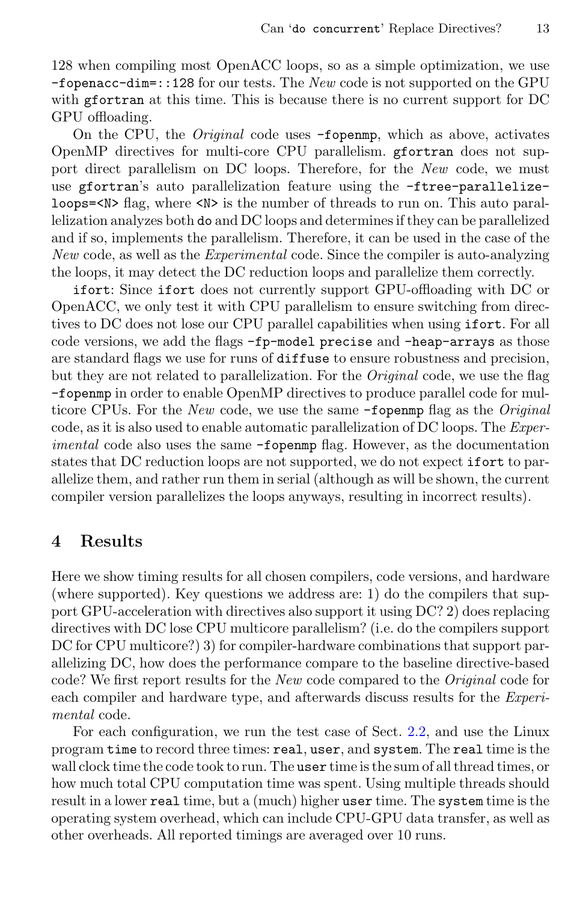128 when compiling most OpenACC loops, so as a simple optimization, we use `-fopenacc-dim=::128` for our tests. The *New* code is not supported on the GPU with `gfortran` at this time. This is because there is no current support for DC GPU offloading.

On the CPU, the *Original* code uses `-fopenmp`, which as above, activates OpenMP directives for multi-core CPU parallelism. `gfortran` does not support direct parallelism on DC loops. Therefore, for the *New* code, we must use `gfortran`'s auto parallelization feature using the `-ftree-parallelize-loops=<N>` flag, where `<N>` is the number of threads to run on. This auto parallelization analyzes both `do` and DC loops and determines if they can be parallelized and if so, implements the parallelism. Therefore, it can be used in the case of the *New* code, as well as the *Experimental* code. Since the compiler is auto-analyzing the loops, it may detect the DC reduction loops and parallelize them correctly.

`ifort`: Since `ifort` does not currently support GPU-offloading with DC or OpenACC, we only test it with CPU parallelism to ensure switching from directives to DC does not lose our CPU parallel capabilities when using `ifort`. For all code versions, we add the flags `-fp-model precise` and `-heap-arrays` as those are standard flags we use for runs of `diffuse` to ensure robustness and precision, but they are not related to parallelization. For the *Original* code, we use the flag `-fopenmp` in order to enable OpenMP directives to produce parallel code for multicore CPUs. For the *New* code, we use the same `-fopenmp` flag as the *Original* code, as it is also used to enable automatic parallelization of DC loops. The *Experimental* code also uses the same `-fopenmp` flag. However, as the documentation states that DC reduction loops are not supported, we do not expect `ifort` to parallelize them, and rather run them in serial (although as will be shown, the current compiler version parallelizes the loops anyways, resulting in incorrect results).

## 4 Results

Here we show timing results for all chosen compilers, code versions, and hardware (where supported). Key questions we address are: 1) do the compilers that support GPU-acceleration with directives also support it using DC? 2) does replacing directives with DC lose CPU multicore parallelism? (i.e. do the compilers support DC for CPU multicore?) 3) for compiler-hardware combinations that support parallelizing DC, how does the performance compare to the baseline directive-based code? We first report results for the *New* code compared to the *Original* code for each compiler and hardware type, and afterwards discuss results for the *Experimental* code.

For each configuration, we run the test case of Sect. 2.2, and use the Linux program `time` to record three times: `real`, `user`, and `system`. The `real` time is the wall clock time the code took to run. The `user` time is the sum of all thread times, or how much total CPU computation time was spent. Using multiple threads should result in a lower `real` time, but a (much) higher `user` time. The `system` time is the operating system overhead, which can include CPU-GPU data transfer, as well as other overheads. All reported timings are averaged over 10 runs.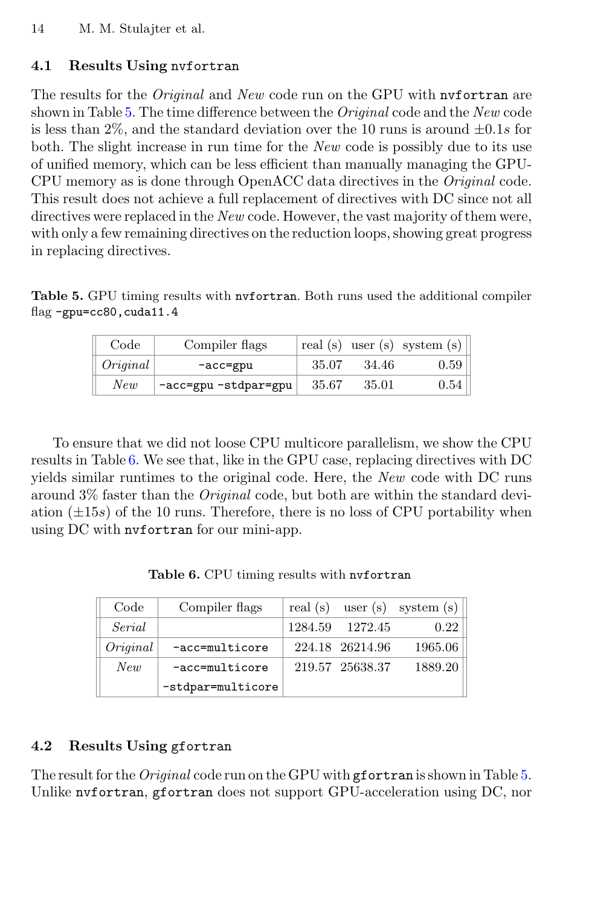### 4.1 Results Using `nvfortran`

The results for the *Original* and *New* code run on the GPU with `nvfortran` are shown in Table 5. The time difference between the *Original* code and the *New* code is less than 2%, and the standard deviation over the 10 runs is around $\pm 0.1s$ for both. The slight increase in run time for the *New* code is possibly due to its use of unified memory, which can be less efficient than manually managing the GPU-CPU memory as is done through OpenACC data directives in the *Original* code. This result does not achieve a full replacement of directives with DC since not all directives were replaced in the *New* code. However, the vast majority of them were, with only a few remaining directives on the reduction loops, showing great progress in replacing directives.

**Table 5.** GPU timing results with `nvfortran`. Both runs used the additional compiler flag `-gpu=cc80,cuda11.4`

| Code | Compiler flags | real (s) | user (s) | system (s) |
|---|---|---|---|---|
| *Original* | `-acc=gpu` | 35.07 | 34.46 | 0.59 |
| *New* | `-acc=gpu -stdpar=gpu` | 35.67 | 35.01 | 0.54 |

To ensure that we did not loose CPU multicore parallelism, we show the CPU results in Table 6. We see that, like in the GPU case, replacing directives with DC yields similar runtimes to the original code. Here, the *New* code with DC runs around 3% faster than the *Original* code, but both are within the standard deviation ($\pm 15s$) of the 10 runs. Therefore, there is no loss of CPU portability when using DC with `nvfortran` for our mini-app.

**Table 6.** CPU timing results with `nvfortran`

| Code | Compiler flags | real (s) | user (s) | system (s) |
|---|---|---|---|---|
| *Serial* | | 1284.59 | 1272.45 | 0.22 |
| *Original* | `-acc=multicore` | 224.18 | 26214.96 | 1965.06 |
| *New* | `-acc=multicore -stdpar=multicore` | 219.57 | 25638.37 | 1889.20 |

### 4.2 Results Using `gfortran`

The result for the *Original* code run on the GPU with `gfortran` is shown in Table 5. Unlike `nvfortran`, `gfortran` does not support GPU-acceleration using DC, nor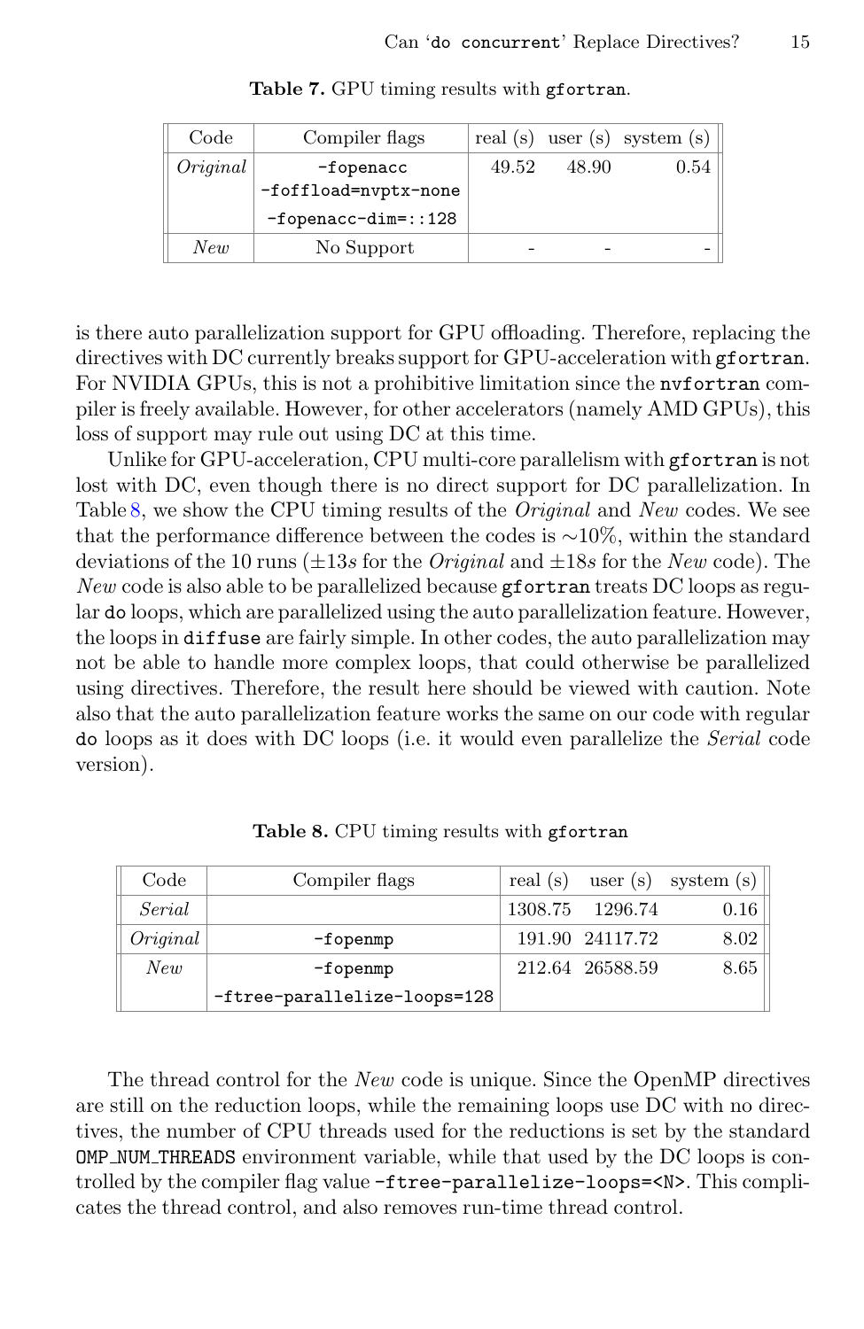**Table 7.** GPU timing results with `gfortran`.

| Code | Compiler flags | real (s) | user (s) | system (s) |
|---|---|---|---|---|
| *Original* | `-fopenacc` `-foffload=nvptx-none` `-fopenacc-dim=::128` | 49.52 | 48.90 | 0.54 |
| *New* | No Support | - | - | - |

is there auto parallelization support for GPU offloading. Therefore, replacing the directives with DC currently breaks support for GPU-acceleration with `gfortran`. For NVIDIA GPUs, this is not a prohibitive limitation since the `nvfortran` compiler is freely available. However, for other accelerators (namely AMD GPUs), this loss of support may rule out using DC at this time.

Unlike for GPU-acceleration, CPU multi-core parallelism with `gfortran` is not lost with DC, even though there is no direct support for DC parallelization. In Table 8, we show the CPU timing results of the *Original* and *New* codes. We see that the performance difference between the codes is ∼10%, within the standard deviations of the 10 runs (±13*s* for the *Original* and ±18*s* for the *New* code). The *New* code is also able to be parallelized because `gfortran` treats DC loops as regular `do` loops, which are parallelized using the auto parallelization feature. However, the loops in `diffuse` are fairly simple. In other codes, the auto parallelization may not be able to handle more complex loops, that could otherwise be parallelized using directives. Therefore, the result here should be viewed with caution. Note also that the auto parallelization feature works the same on our code with regular `do` loops as it does with DC loops (i.e. it would even parallelize the *Serial* code version).

**Table 8.** CPU timing results with `gfortran`

| Code | Compiler flags | real (s) | user (s) | system (s) |
|---|---|---|---|---|
| *Serial* | | 1308.75 | 1296.74 | 0.16 |
| *Original* | `-fopenmp` | 191.90 | 24117.72 | 8.02 |
| *New* | `-fopenmp` `-ftree-parallelize-loops=128` | 212.64 | 26588.59 | 8.65 |

The thread control for the *New* code is unique. Since the OpenMP directives are still on the reduction loops, while the remaining loops use DC with no directives, the number of CPU threads used for the reductions is set by the standard `OMP_NUM_THREADS` environment variable, while that used by the DC loops is controlled by the compiler flag value `-ftree-parallelize-loops=<N>`. This complicates the thread control, and also removes run-time thread control.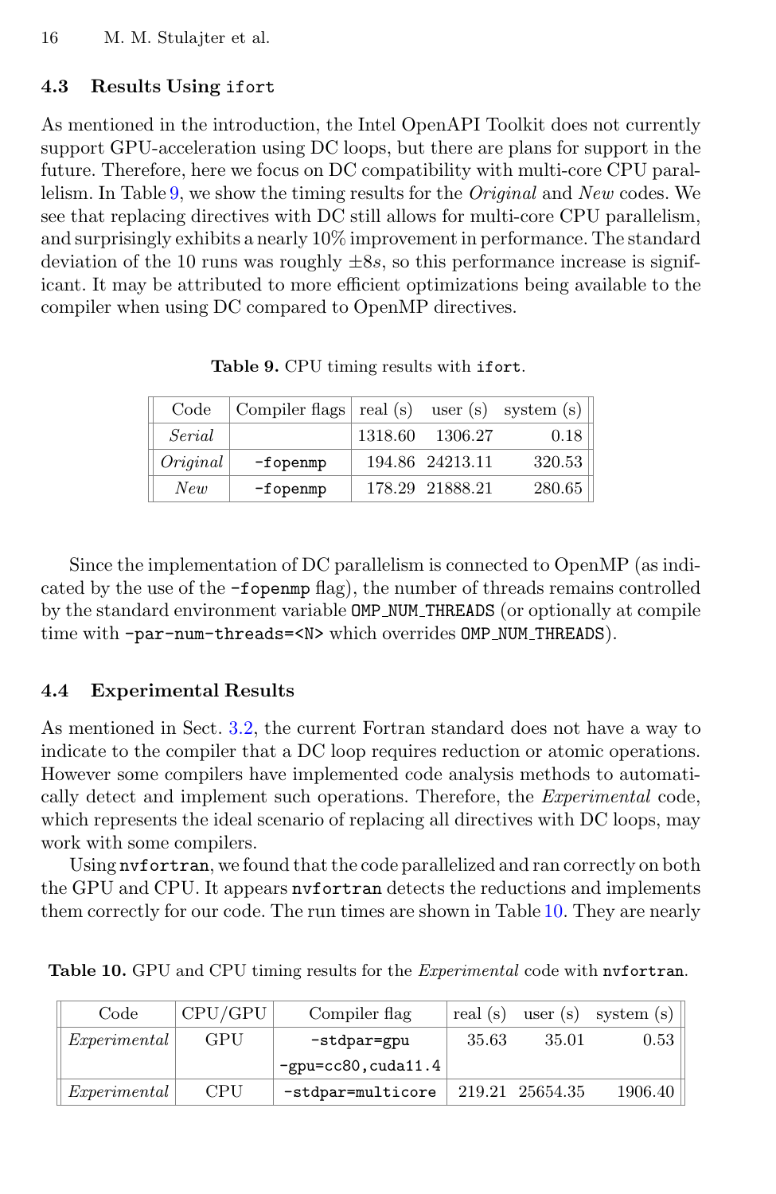### 4.3 Results Using `ifort`

As mentioned in the introduction, the Intel OpenAPI Toolkit does not currently support GPU-acceleration using DC loops, but there are plans for support in the future. Therefore, here we focus on DC compatibility with multi-core CPU parallelism. In Table 9, we show the timing results for the *Original* and *New* codes. We see that replacing directives with DC still allows for multi-core CPU parallelism, and surprisingly exhibits a nearly 10% improvement in performance. The standard deviation of the 10 runs was roughly $\pm 8s$, so this performance increase is significant. It may be attributed to more efficient optimizations being available to the compiler when using DC compared to OpenMP directives.

**Table 9.** CPU timing results with `ifort`.

| Code | Compiler flags | real (s) | user (s) | system (s) |
|---|---|---|---|---|
| *Serial* | | 1318.60 | 1306.27 | 0.18 |
| *Original* | `-fopenmp` | 194.86 | 24213.11 | 320.53 |
| *New* | `-fopenmp` | 178.29 | 21888.21 | 280.65 |

Since the implementation of DC parallelism is connected to OpenMP (as indicated by the use of the `-fopenmp` flag), the number of threads remains controlled by the standard environment variable `OMP_NUM_THREADS` (or optionally at compile time with `-par-num-threads=<N>` which overrides `OMP_NUM_THREADS`).

### 4.4 Experimental Results

As mentioned in Sect. 3.2, the current Fortran standard does not have a way to indicate to the compiler that a DC loop requires reduction or atomic operations. However some compilers have implemented code analysis methods to automatically detect and implement such operations. Therefore, the *Experimental* code, which represents the ideal scenario of replacing all directives with DC loops, may work with some compilers.

Using `nvfortran`, we found that the code parallelized and ran correctly on both the GPU and CPU. It appears `nvfortran` detects the reductions and implements them correctly for our code. The run times are shown in Table 10. They are nearly

**Table 10.** GPU and CPU timing results for the *Experimental* code with `nvfortran`.

| Code | CPU/GPU | Compiler flag | real (s) | user (s) | system (s) |
|---|---|---|---|---|---|
| *Experimental* | GPU | `-stdpar=gpu -gpu=cc80,cuda11.4` | 35.63 | 35.01 | 0.53 |
| *Experimental* | CPU | `-stdpar=multicore` | 219.21 | 25654.35 | 1906.40 |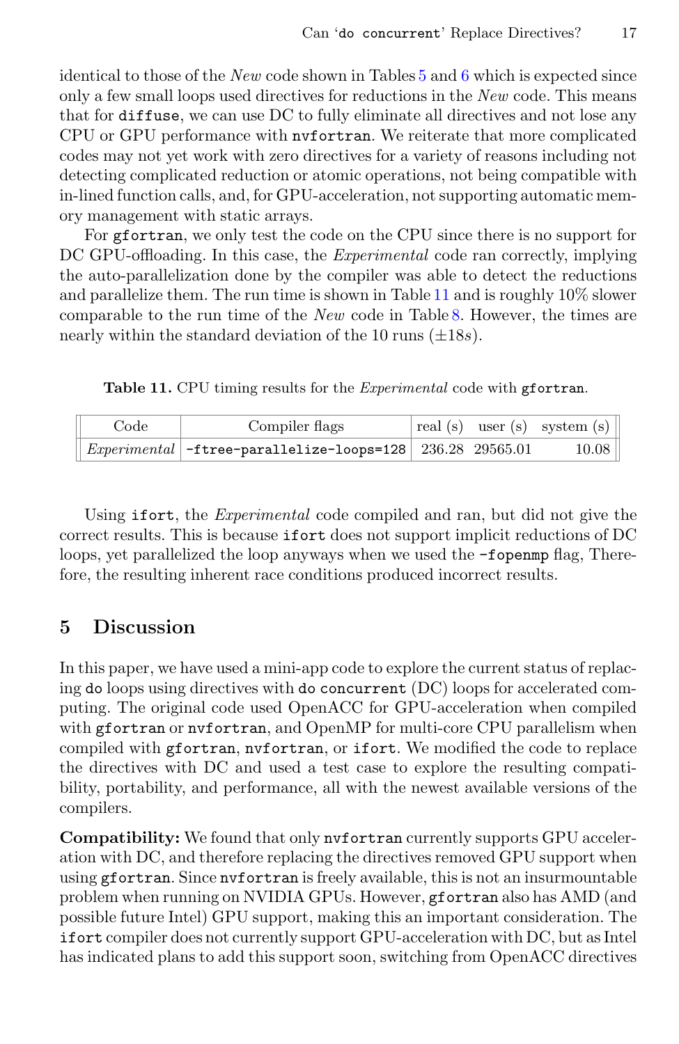identical to those of the *New* code shown in Tables 5 and 6 which is expected since only a few small loops used directives for reductions in the *New* code. This means that for `diffuse`, we can use DC to fully eliminate all directives and not lose any CPU or GPU performance with `nvfortran`. We reiterate that more complicated codes may not yet work with zero directives for a variety of reasons including not detecting complicated reduction or atomic operations, not being compatible with in-lined function calls, and, for GPU-acceleration, not supporting automatic memory management with static arrays.

For `gfortran`, we only test the code on the CPU since there is no support for DC GPU-offloading. In this case, the *Experimental* code ran correctly, implying the auto-parallelization done by the compiler was able to detect the reductions and parallelize them. The run time is shown in Table 11 and is roughly 10% slower comparable to the run time of the *New* code in Table 8. However, the times are nearly within the standard deviation of the 10 runs (±18$s$).

**Table 11.** CPU timing results for the *Experimental* code with `gfortran`.

| Code | Compiler flags | real (s) | user (s) | system (s) |
|---|---|---|---|---|
| *Experimental* | `-ftree-parallelize-loops=128` | 236.28 | 29565.01 | 10.08 |

Using `ifort`, the *Experimental* code compiled and ran, but did not give the correct results. This is because `ifort` does not support implicit reductions of DC loops, yet parallelized the loop anyways when we used the `-fopenmp` flag, Therefore, the resulting inherent race conditions produced incorrect results.

## 5 Discussion

In this paper, we have used a mini-app code to explore the current status of replacing `do` loops using directives with `do concurrent` (DC) loops for accelerated computing. The original code used OpenACC for GPU-acceleration when compiled with `gfortran` or `nvfortran`, and OpenMP for multi-core CPU parallelism when compiled with `gfortran`, `nvfortran`, or `ifort`. We modified the code to replace the directives with DC and used a test case to explore the resulting compatibility, portability, and performance, all with the newest available versions of the compilers.

**Compatibility:** We found that only `nvfortran` currently supports GPU acceleration with DC, and therefore replacing the directives removed GPU support when using `gfortran`. Since `nvfortran` is freely available, this is not an insurmountable problem when running on NVIDIA GPUs. However, `gfortran` also has AMD (and possible future Intel) GPU support, making this an important consideration. The `ifort` compiler does not currently support GPU-acceleration with DC, but as Intel has indicated plans to add this support soon, switching from OpenACC directives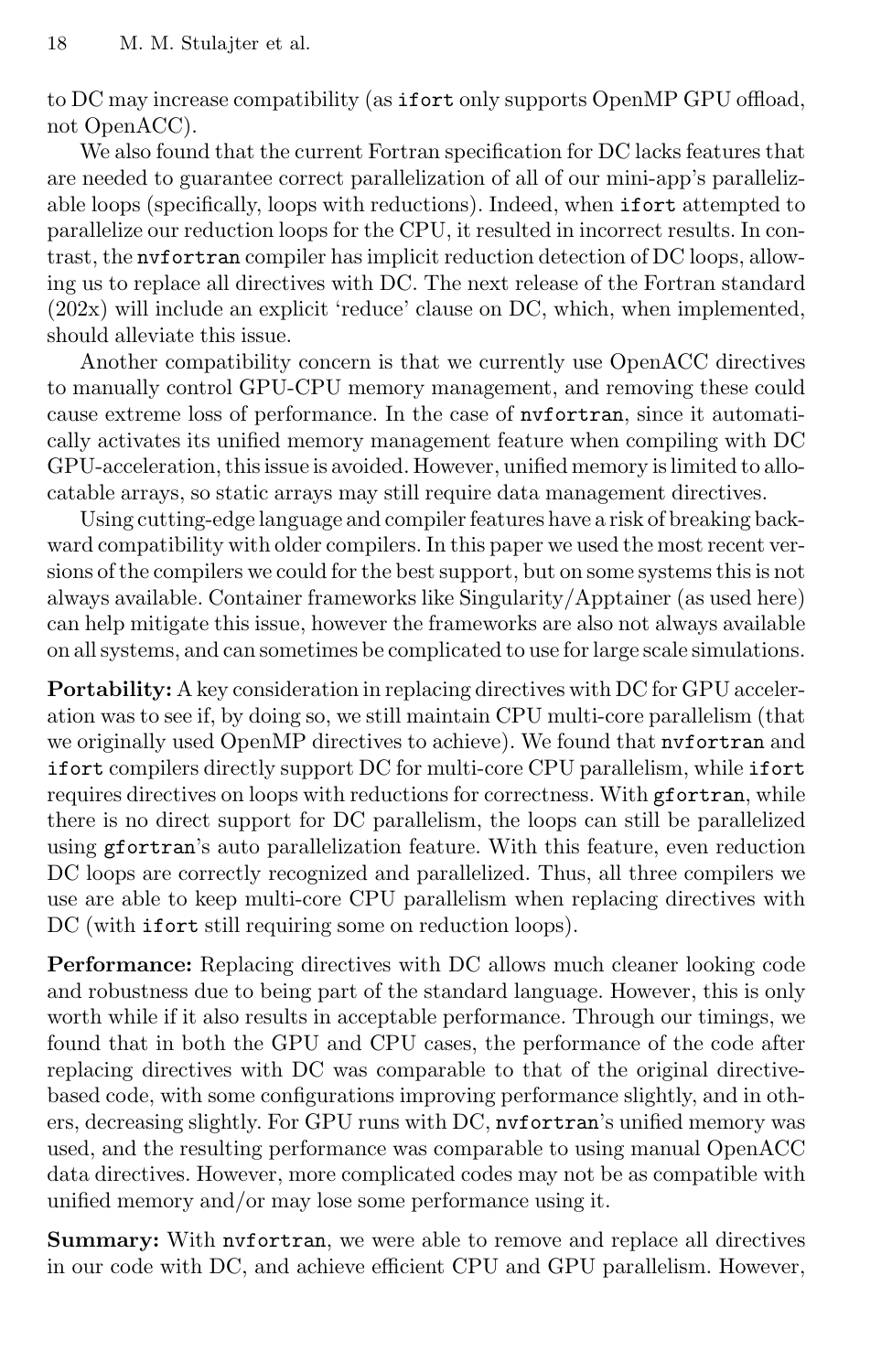to DC may increase compatibility (as `ifort` only supports OpenMP GPU offload, not OpenACC).

We also found that the current Fortran specification for DC lacks features that are needed to guarantee correct parallelization of all of our mini-app's parallelizable loops (specifically, loops with reductions). Indeed, when `ifort` attempted to parallelize our reduction loops for the CPU, it resulted in incorrect results. In contrast, the `nvfortran` compiler has implicit reduction detection of DC loops, allowing us to replace all directives with DC. The next release of the Fortran standard (202x) will include an explicit 'reduce' clause on DC, which, when implemented, should alleviate this issue.

Another compatibility concern is that we currently use OpenACC directives to manually control GPU-CPU memory management, and removing these could cause extreme loss of performance. In the case of `nvfortran`, since it automatically activates its unified memory management feature when compiling with DC GPU-acceleration, this issue is avoided. However, unified memory is limited to allocatable arrays, so static arrays may still require data management directives.

Using cutting-edge language and compiler features have a risk of breaking backward compatibility with older compilers. In this paper we used the most recent versions of the compilers we could for the best support, but on some systems this is not always available. Container frameworks like Singularity/Apptainer (as used here) can help mitigate this issue, however the frameworks are also not always available on all systems, and can sometimes be complicated to use for large scale simulations.

**Portability:** A key consideration in replacing directives with DC for GPU acceleration was to see if, by doing so, we still maintain CPU multi-core parallelism (that we originally used OpenMP directives to achieve). We found that `nvfortran` and `ifort` compilers directly support DC for multi-core CPU parallelism, while `ifort` requires directives on loops with reductions for correctness. With `gfortran`, while there is no direct support for DC parallelism, the loops can still be parallelized using `gfortran`'s auto parallelization feature. With this feature, even reduction DC loops are correctly recognized and parallelized. Thus, all three compilers we use are able to keep multi-core CPU parallelism when replacing directives with DC (with `ifort` still requiring some on reduction loops).

**Performance:** Replacing directives with DC allows much cleaner looking code and robustness due to being part of the standard language. However, this is only worth while if it also results in acceptable performance. Through our timings, we found that in both the GPU and CPU cases, the performance of the code after replacing directives with DC was comparable to that of the original directive-based code, with some configurations improving performance slightly, and in others, decreasing slightly. For GPU runs with DC, `nvfortran`'s unified memory was used, and the resulting performance was comparable to using manual OpenACC data directives. However, more complicated codes may not be as compatible with unified memory and/or may lose some performance using it.

**Summary:** With `nvfortran`, we were able to remove and replace all directives in our code with DC, and achieve efficient CPU and GPU parallelism. However,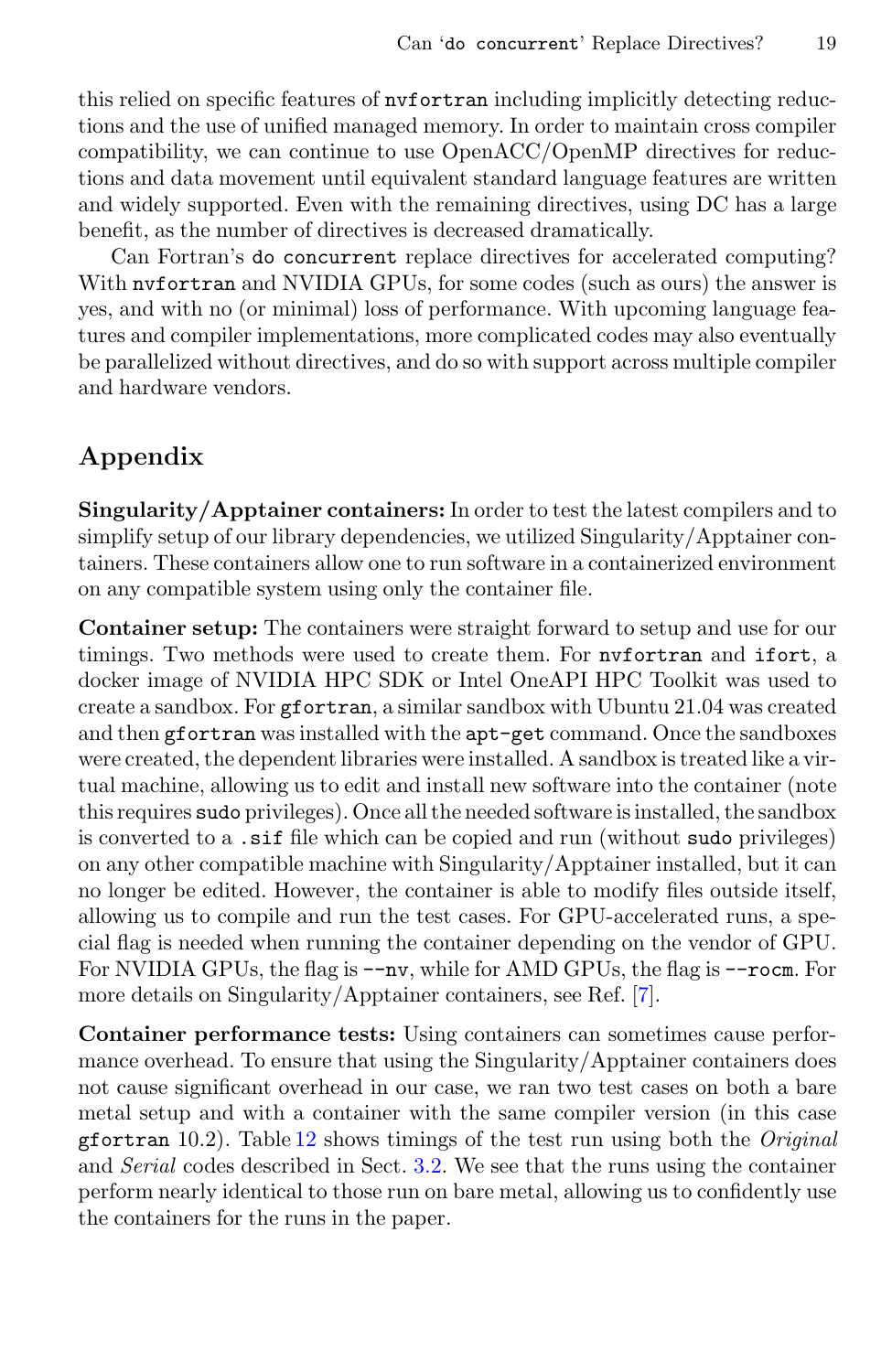this relied on specific features of `nvfortran` including implicitly detecting reductions and the use of unified managed memory. In order to maintain cross compiler compatibility, we can continue to use OpenACC/OpenMP directives for reductions and data movement until equivalent standard language features are written and widely supported. Even with the remaining directives, using DC has a large benefit, as the number of directives is decreased dramatically.

Can Fortran's `do concurrent` replace directives for accelerated computing? With `nvfortran` and NVIDIA GPUs, for some codes (such as ours) the answer is yes, and with no (or minimal) loss of performance. With upcoming language features and compiler implementations, more complicated codes may also eventually be parallelized without directives, and do so with support across multiple compiler and hardware vendors.

## Appendix

**Singularity/Apptainer containers:** In order to test the latest compilers and to simplify setup of our library dependencies, we utilized Singularity/Apptainer containers. These containers allow one to run software in a containerized environment on any compatible system using only the container file.

**Container setup:** The containers were straight forward to setup and use for our timings. Two methods were used to create them. For `nvfortran` and `ifort`, a docker image of NVIDIA HPC SDK or Intel OneAPI HPC Toolkit was used to create a sandbox. For `gfortran`, a similar sandbox with Ubuntu 21.04 was created and then `gfortran` was installed with the `apt-get` command. Once the sandboxes were created, the dependent libraries were installed. A sandbox is treated like a virtual machine, allowing us to edit and install new software into the container (note this requires `sudo` privileges). Once all the needed software is installed, the sandbox is converted to a `.sif` file which can be copied and run (without `sudo` privileges) on any other compatible machine with Singularity/Apptainer installed, but it can no longer be edited. However, the container is able to modify files outside itself, allowing us to compile and run the test cases. For GPU-accelerated runs, a special flag is needed when running the container depending on the vendor of GPU. For NVIDIA GPUs, the flag is `--nv`, while for AMD GPUs, the flag is `--rocm`. For more details on Singularity/Apptainer containers, see Ref. [7].

**Container performance tests:** Using containers can sometimes cause performance overhead. To ensure that using the Singularity/Apptainer containers does not cause significant overhead in our case, we ran two test cases on both a bare metal setup and with a container with the same compiler version (in this case `gfortran` 10.2). Table 12 shows timings of the test run using both the *Original* and *Serial* codes described in Sect. 3.2. We see that the runs using the container perform nearly identical to those run on bare metal, allowing us to confidently use the containers for the runs in the paper.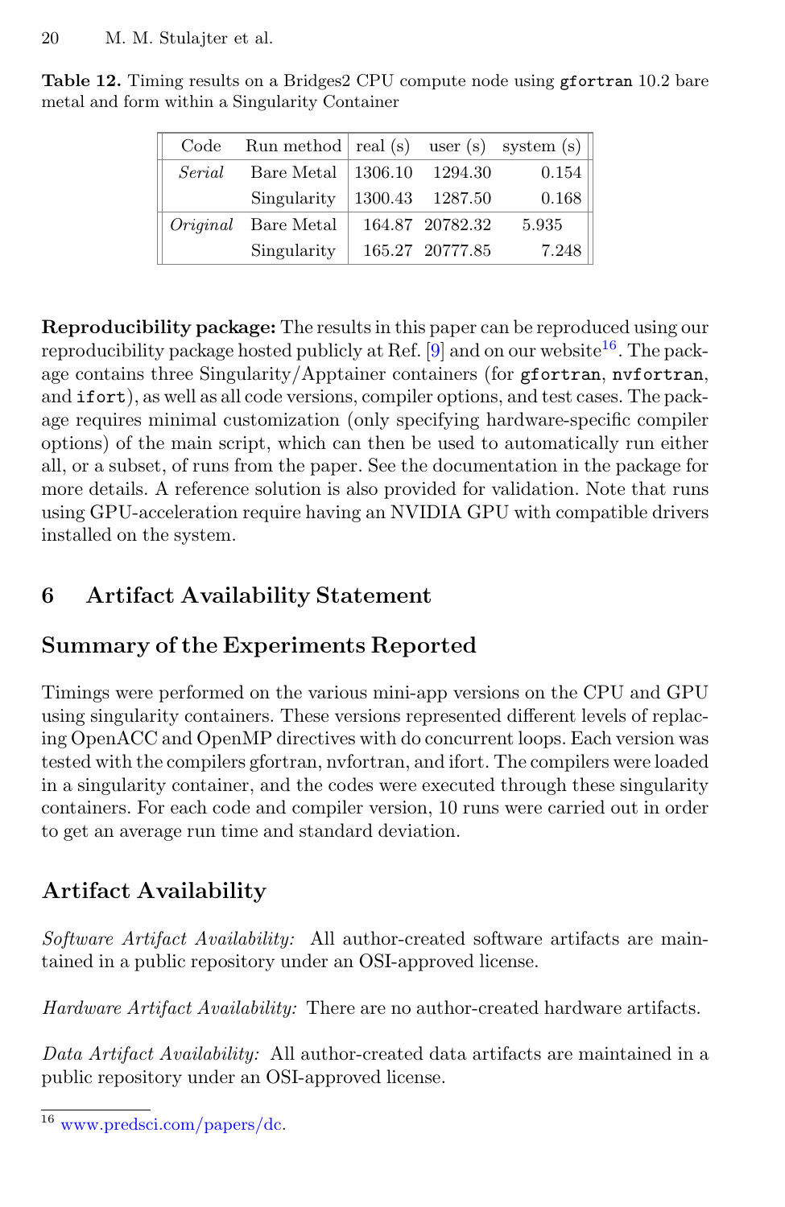**Table 12.** Timing results on a Bridges2 CPU compute node using `gfortran` 10.2 bare metal and form within a Singularity Container

| Code | Run method | real (s) | user (s) | system (s) |
|---|---|---|---|---|
| *Serial* | Bare Metal | 1306.10 | 1294.30 | 0.154 |
| | Singularity | 1300.43 | 1287.50 | 0.168 |
| *Original* | Bare Metal | 164.87 | 20782.32 | 5.935 |
| | Singularity | 165.27 | 20777.85 | 7.248 |

**Reproducibility package:** The results in this paper can be reproduced using our reproducibility package hosted publicly at Ref. [9] and on our website[16]. The package contains three Singularity/Apptainer containers (for `gfortran`, `nvfortran`, and `ifort`), as well as all code versions, compiler options, and test cases. The package requires minimal customization (only specifying hardware-specific compiler options) of the main script, which can then be used to automatically run either all, or a subset, of runs from the paper. See the documentation in the package for more details. A reference solution is also provided for validation. Note that runs using GPU-acceleration require having an NVIDIA GPU with compatible drivers installed on the system.

## 6 Artifact Availability Statement

### Summary of the Experiments Reported

Timings were performed on the various mini-app versions on the CPU and GPU using singularity containers. These versions represented different levels of replacing OpenACC and OpenMP directives with do concurrent loops. Each version was tested with the compilers gfortran, nvfortran, and ifort. The compilers were loaded in a singularity container, and the codes were executed through these singularity containers. For each code and compiler version, 10 runs were carried out in order to get an average run time and standard deviation.

### Artifact Availability

*Software Artifact Availability:* All author-created software artifacts are maintained in a public repository under an OSI-approved license.

*Hardware Artifact Availability:* There are no author-created hardware artifacts.

*Data Artifact Availability:* All author-created data artifacts are maintained in a public repository under an OSI-approved license.

[16] www.predsci.com/papers/dc.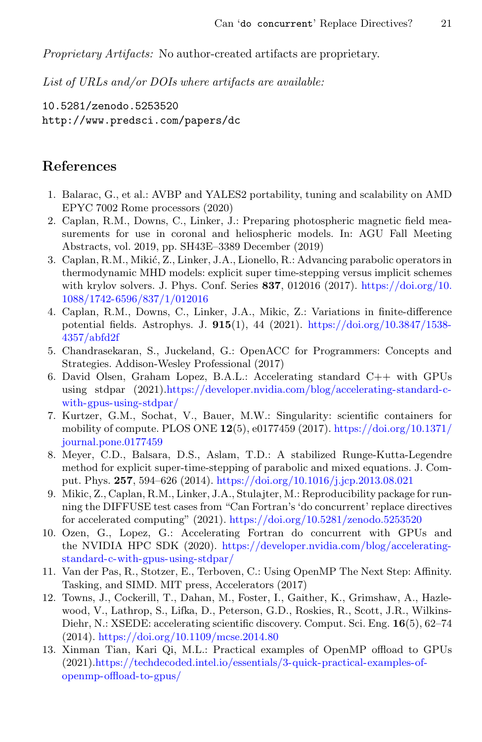*Proprietary Artifacts:* No author-created artifacts are proprietary.

*List of URLs and/or DOIs where artifacts are available:*

```
10.5281/zenodo.5253520
http://www.predsci.com/papers/dc
```

## References

1. Balarac, G., et al.: AVBP and YALES2 portability, tuning and scalability on AMD EPYC 7002 Rome processors (2020)
2. Caplan, R.M., Downs, C., Linker, J.: Preparing photospheric magnetic field measurements for use in coronal and heliospheric models. In: AGU Fall Meeting Abstracts, vol. 2019, pp. SH43E–3389 December (2019)
3. Caplan, R.M., Mikić, Z., Linker, J.A., Lionello, R.: Advancing parabolic operators in thermodynamic MHD models: explicit super time-stepping versus implicit schemes with krylov solvers. J. Phys. Conf. Series **837**, 012016 (2017). https://doi.org/10.1088/1742-6596/837/1/012016
4. Caplan, R.M., Downs, C., Linker, J.A., Mikic, Z.: Variations in finite-difference potential fields. Astrophys. J. **915**(1), 44 (2021). https://doi.org/10.3847/1538-4357/abfd2f
5. Chandrasekaran, S., Juckeland, G.: OpenACC for Programmers: Concepts and Strategies. Addison-Wesley Professional (2017)
6. David Olsen, Graham Lopez, B.A.L.: Accelerating standard C++ with GPUs using stdpar (2021).https://developer.nvidia.com/blog/accelerating-standard-c-with-gpus-using-stdpar/
7. Kurtzer, G.M., Sochat, V., Bauer, M.W.: Singularity: scientific containers for mobility of compute. PLOS ONE **12**(5), e0177459 (2017). https://doi.org/10.1371/journal.pone.0177459
8. Meyer, C.D., Balsara, D.S., Aslam, T.D.: A stabilized Runge-Kutta-Legendre method for explicit super-time-stepping of parabolic and mixed equations. J. Comput. Phys. **257**, 594–626 (2014). https://doi.org/10.1016/j.jcp.2013.08.021
9. Mikic, Z., Caplan, R.M., Linker, J.A., Stulajter, M.: Reproducibility package for running the DIFFUSE test cases from "Can Fortran's 'do concurrent' replace directives for accelerated computing" (2021). https://doi.org/10.5281/zenodo.5253520
10. Ozen, G., Lopez, G.: Accelerating Fortran do concurrent with GPUs and the NVIDIA HPC SDK (2020). https://developer.nvidia.com/blog/accelerating-standard-c-with-gpus-using-stdpar/
11. Van der Pas, R., Stotzer, E., Terboven, C.: Using OpenMP The Next Step: Affinity. Tasking, and SIMD. MIT press, Accelerators (2017)
12. Towns, J., Cockerill, T., Dahan, M., Foster, I., Gaither, K., Grimshaw, A., Hazlewood, V., Lathrop, S., Lifka, D., Peterson, G.D., Roskies, R., Scott, J.R., Wilkins-Diehr, N.: XSEDE: accelerating scientific discovery. Comput. Sci. Eng. **16**(5), 62–74 (2014). https://doi.org/10.1109/mcse.2014.80
13. Xinman Tian, Kari Qi, M.L.: Practical examples of OpenMP offload to GPUs (2021).https://techdecoded.intel.io/essentials/3-quick-practical-examples-of-openmp-offload-to-gpus/